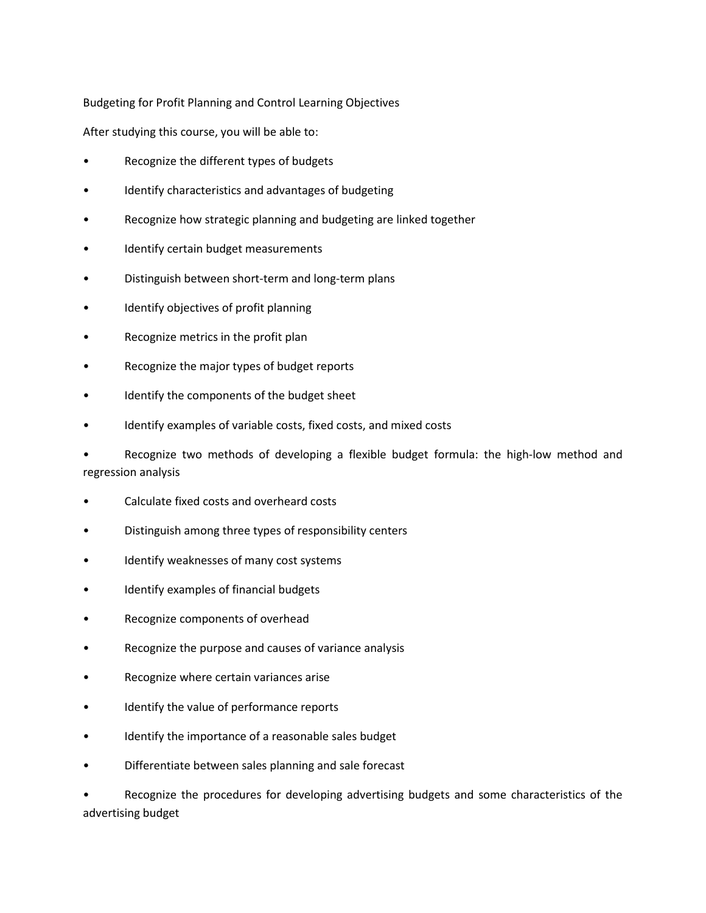Budgeting for Profit Planning and Control Learning Objectives

After studying this course, you will be able to:

- Recognize the different types of budgets
- Identify characteristics and advantages of budgeting
- Recognize how strategic planning and budgeting are linked together
- Identify certain budget measurements
- Distinguish between short-term and long-term plans
- Identify objectives of profit planning
- Recognize metrics in the profit plan
- Recognize the major types of budget reports
- Identify the components of the budget sheet
- Identify examples of variable costs, fixed costs, and mixed costs
- Recognize two methods of developing a flexible budget formula: the high-low method and regression analysis
- Calculate fixed costs and overheard costs
- Distinguish among three types of responsibility centers
- Identify weaknesses of many cost systems
- Identify examples of financial budgets
- Recognize components of overhead
- Recognize the purpose and causes of variance analysis
- Recognize where certain variances arise
- Identify the value of performance reports
- Identify the importance of a reasonable sales budget
- Differentiate between sales planning and sale forecast
- Recognize the procedures for developing advertising budgets and some characteristics of the advertising budget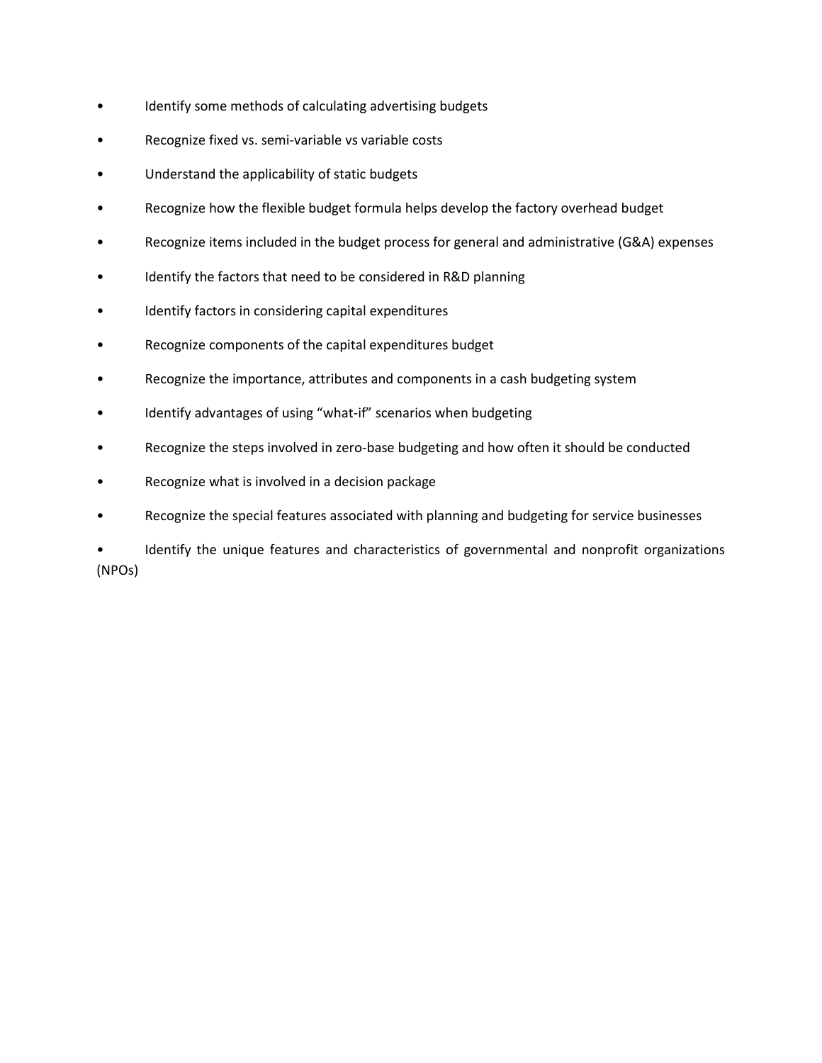- Identify some methods of calculating advertising budgets
- Recognize fixed vs. semi-variable vs variable costs
- Understand the applicability of static budgets
- Recognize how the flexible budget formula helps develop the factory overhead budget
- Recognize items included in the budget process for general and administrative (G&A) expenses
- Identify the factors that need to be considered in R&D planning
- Identify factors in considering capital expenditures
- Recognize components of the capital expenditures budget
- Recognize the importance, attributes and components in a cash budgeting system
- Identify advantages of using "what-if" scenarios when budgeting
- Recognize the steps involved in zero-base budgeting and how often it should be conducted
- Recognize what is involved in a decision package
- Recognize the special features associated with planning and budgeting for service businesses
- Identify the unique features and characteristics of governmental and nonprofit organizations (NPOs)